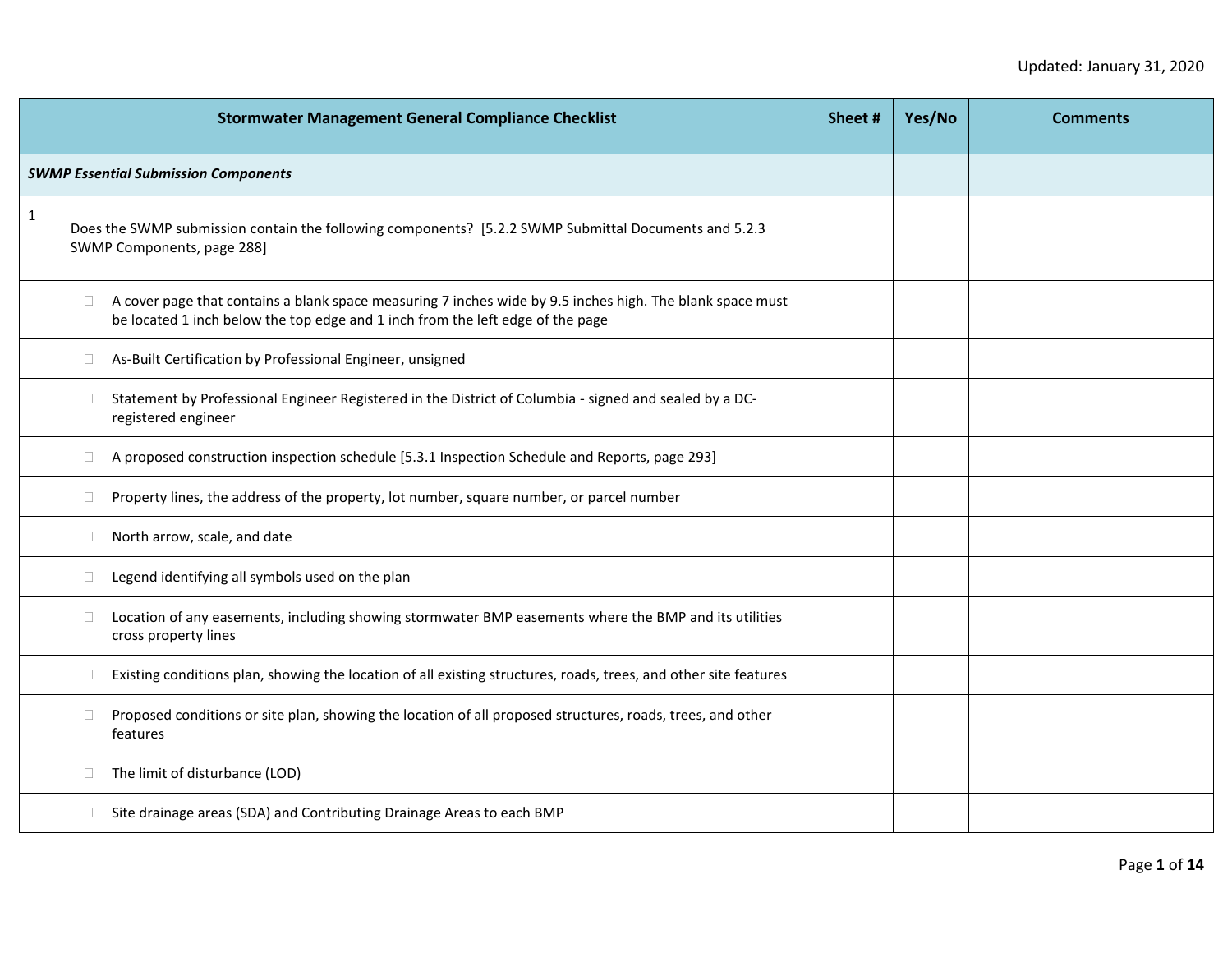Updated: January 31, 2020

| Stormwater Management General Compliance Checklist | | Sheet # | Yes/No | Comments |
|---|---|---|---|---|
| *SWMP Essential Submission Components* | | | | |
| 1 | Does the SWMP submission contain the following components? [5.2.2 SWMP Submittal Documents and 5.2.3 SWMP Components, page 288] | | | |
| | ☐ A cover page that contains a blank space measuring 7 inches wide by 9.5 inches high. The blank space must be located 1 inch below the top edge and 1 inch from the left edge of the page | | | |
| | ☐ As-Built Certification by Professional Engineer, unsigned | | | |
| | ☐ Statement by Professional Engineer Registered in the District of Columbia - signed and sealed by a DC-registered engineer | | | |
| | ☐ A proposed construction inspection schedule [5.3.1 Inspection Schedule and Reports, page 293] | | | |
| | ☐ Property lines, the address of the property, lot number, square number, or parcel number | | | |
| | ☐ North arrow, scale, and date | | | |
| | ☐ Legend identifying all symbols used on the plan | | | |
| | ☐ Location of any easements, including showing stormwater BMP easements where the BMP and its utilities cross property lines | | | |
| | ☐ Existing conditions plan, showing the location of all existing structures, roads, trees, and other site features | | | |
| | ☐ Proposed conditions or site plan, showing the location of all proposed structures, roads, trees, and other features | | | |
| | ☐ The limit of disturbance (LOD) | | | |
| | ☐ Site drainage areas (SDA) and Contributing Drainage Areas to each BMP | | | |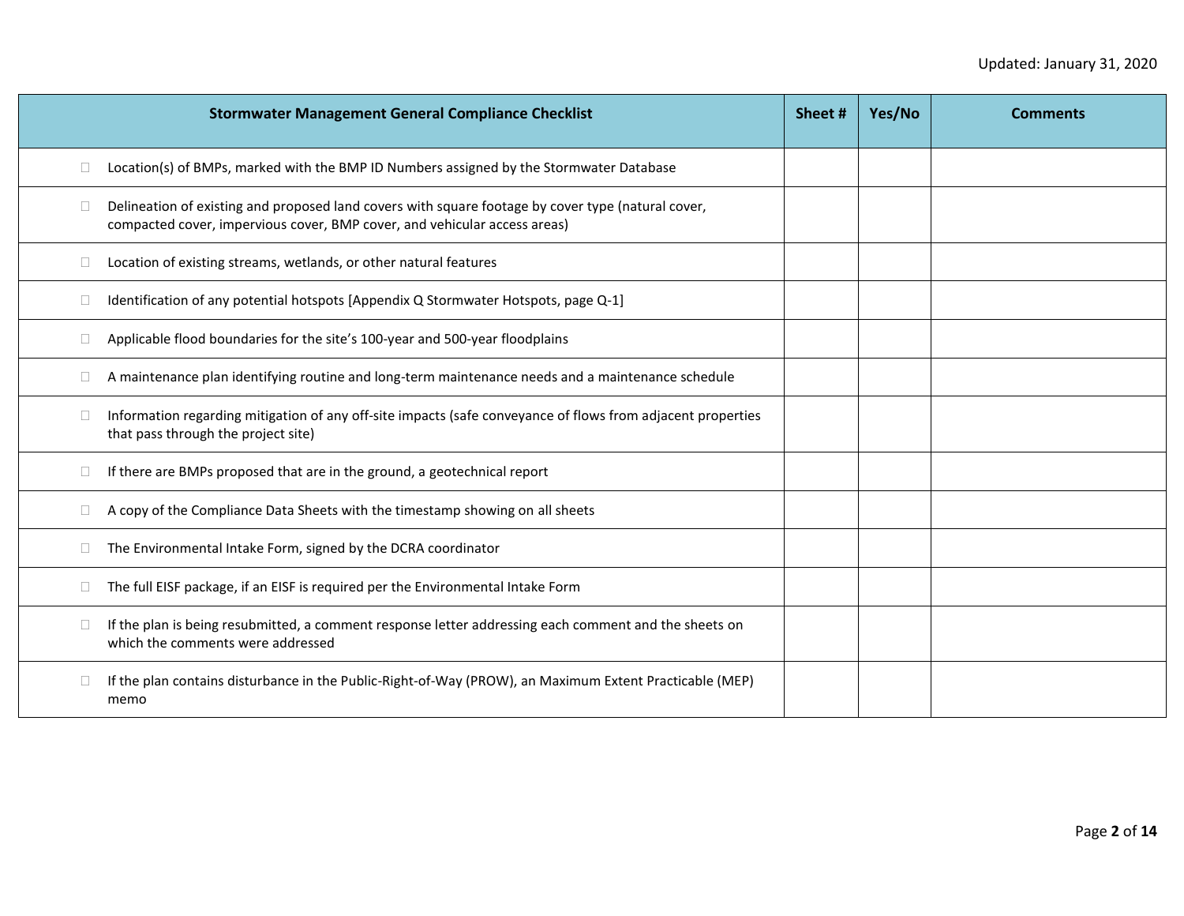Updated: January 31, 2020

| Stormwater Management General Compliance Checklist | Sheet # | Yes/No | Comments |
| --- | --- | --- | --- |
| ☐ Location(s) of BMPs, marked with the BMP ID Numbers assigned by the Stormwater Database | | | |
| ☐ Delineation of existing and proposed land covers with square footage by cover type (natural cover, compacted cover, impervious cover, BMP cover, and vehicular access areas) | | | |
| ☐ Location of existing streams, wetlands, or other natural features | | | |
| ☐ Identification of any potential hotspots [Appendix Q Stormwater Hotspots, page Q-1] | | | |
| ☐ Applicable flood boundaries for the site's 100-year and 500-year floodplains | | | |
| ☐ A maintenance plan identifying routine and long-term maintenance needs and a maintenance schedule | | | |
| ☐ Information regarding mitigation of any off-site impacts (safe conveyance of flows from adjacent properties that pass through the project site) | | | |
| ☐ If there are BMPs proposed that are in the ground, a geotechnical report | | | |
| ☐ A copy of the Compliance Data Sheets with the timestamp showing on all sheets | | | |
| ☐ The Environmental Intake Form, signed by the DCRA coordinator | | | |
| ☐ The full EISF package, if an EISF is required per the Environmental Intake Form | | | |
| ☐ If the plan is being resubmitted, a comment response letter addressing each comment and the sheets on which the comments were addressed | | | |
| ☐ If the plan contains disturbance in the Public-Right-of-Way (PROW), an Maximum Extent Practicable (MEP) memo | | | |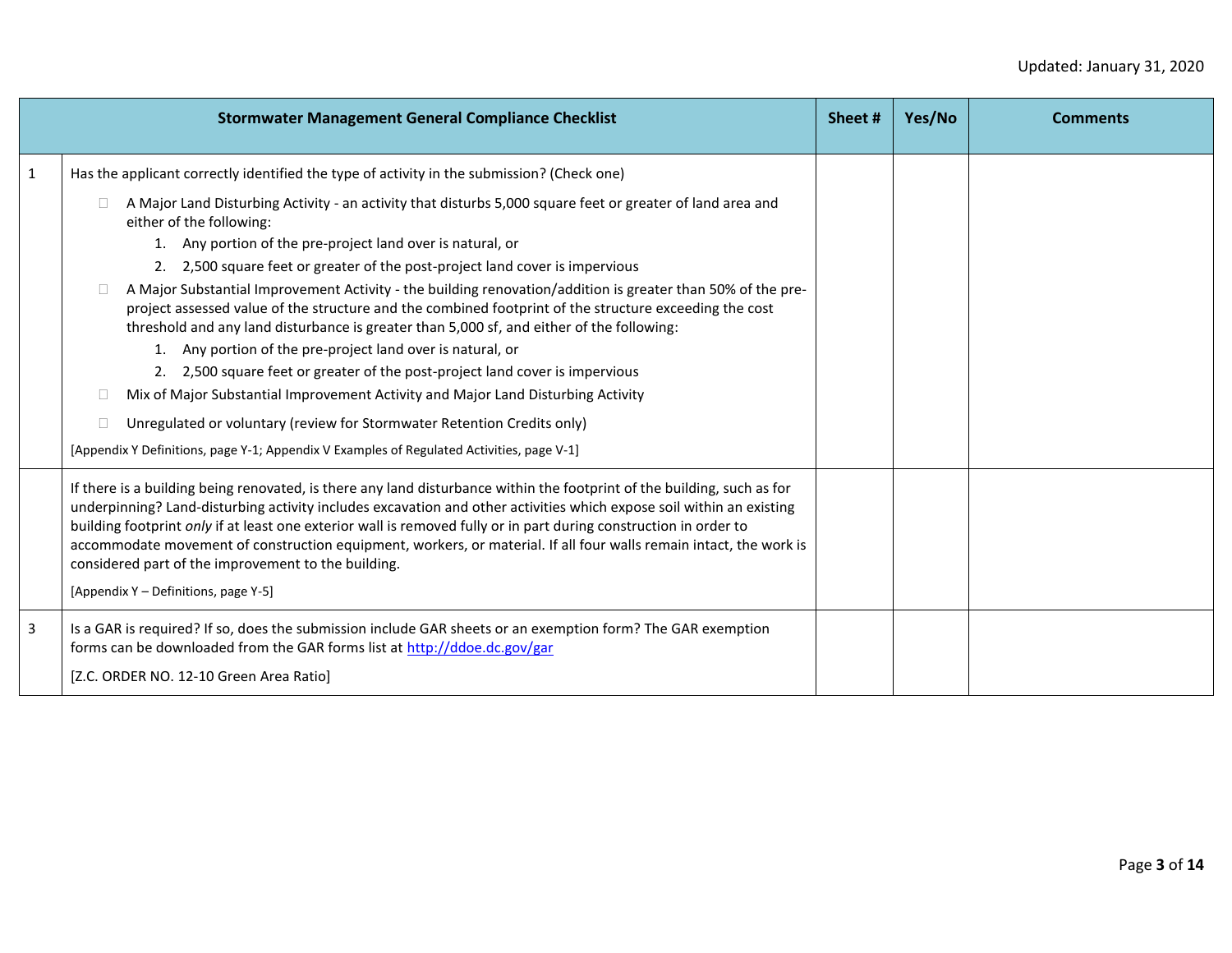Updated: January 31, 2020

| | Stormwater Management General Compliance Checklist | Sheet # | Yes/No | Comments |
|---|---|---|---|---|
| 1 | Has the applicant correctly identified the type of activity in the submission? (Check one)<br><br>☐ A Major Land Disturbing Activity - an activity that disturbs 5,000 square feet or greater of land area and either of the following:<br>1. Any portion of the pre-project land over is natural, or<br>2. 2,500 square feet or greater of the post-project land cover is impervious<br><br>☐ A Major Substantial Improvement Activity - the building renovation/addition is greater than 50% of the pre-project assessed value of the structure and the combined footprint of the structure exceeding the cost threshold and any land disturbance is greater than 5,000 sf, and either of the following:<br>1. Any portion of the pre-project land over is natural, or<br>2. 2,500 square feet or greater of the post-project land cover is impervious<br><br>☐ Mix of Major Substantial Improvement Activity and Major Land Disturbing Activity<br><br>☐ Unregulated or voluntary (review for Stormwater Retention Credits only)<br><br>[Appendix Y Definitions, page Y-1; Appendix V Examples of Regulated Activities, page V-1] | | | |
| | If there is a building being renovated, is there any land disturbance within the footprint of the building, such as for underpinning? Land-disturbing activity includes excavation and other activities which expose soil within an existing building footprint *only* if at least one exterior wall is removed fully or in part during construction in order to accommodate movement of construction equipment, workers, or material. If all four walls remain intact, the work is considered part of the improvement to the building.<br><br>[Appendix Y – Definitions, page Y-5] | | | |
| 3 | Is a GAR is required? If so, does the submission include GAR sheets or an exemption form? The GAR exemption forms can be downloaded from the GAR forms list at http://ddoe.dc.gov/gar<br><br>[Z.C. ORDER NO. 12-10 Green Area Ratio] | | | |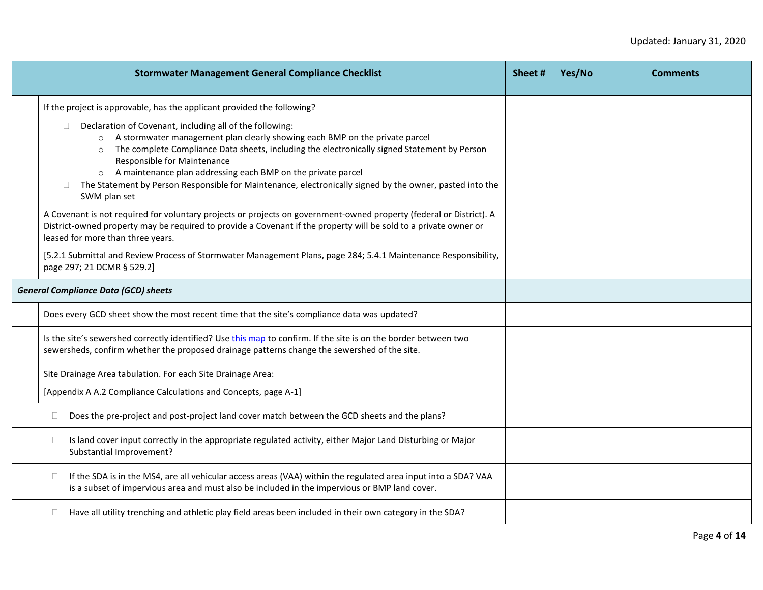Updated: January 31, 2020

| Stormwater Management General Compliance Checklist | Sheet # | Yes/No | Comments |
|---|---|---|---|
| If the project is approvable, has the applicant provided the following?<br><br>☐ Declaration of Covenant, including all of the following:<br>○ A stormwater management plan clearly showing each BMP on the private parcel<br>○ The complete Compliance Data sheets, including the electronically signed Statement by Person Responsible for Maintenance<br>○ A maintenance plan addressing each BMP on the private parcel<br>☐ The Statement by Person Responsible for Maintenance, electronically signed by the owner, pasted into the SWM plan set<br><br>A Covenant is not required for voluntary projects or projects on government-owned property (federal or District). A District-owned property may be required to provide a Covenant if the property will be sold to a private owner or leased for more than three years.<br><br>[5.2.1 Submittal and Review Process of Stormwater Management Plans, page 284; 5.4.1 Maintenance Responsibility, page 297; 21 DCMR § 529.2] | | | |
| ***General Compliance Data (GCD) sheets*** | | | |
| Does every GCD sheet show the most recent time that the site's compliance data was updated? | | | |
| Is the site's sewershed correctly identified? Use this map to confirm. If the site is on the border between two sewersheds, confirm whether the proposed drainage patterns change the sewershed of the site. | | | |
| Site Drainage Area tabulation. For each Site Drainage Area:<br><br>[Appendix A A.2 Compliance Calculations and Concepts, page A-1] | | | |
| ☐ Does the pre-project and post-project land cover match between the GCD sheets and the plans? | | | |
| ☐ Is land cover input correctly in the appropriate regulated activity, either Major Land Disturbing or Major Substantial Improvement? | | | |
| ☐ If the SDA is in the MS4, are all vehicular access areas (VAA) within the regulated area input into a SDA? VAA is a subset of impervious area and must also be included in the impervious or BMP land cover. | | | |
| ☐ Have all utility trenching and athletic play field areas been included in their own category in the SDA? | | | |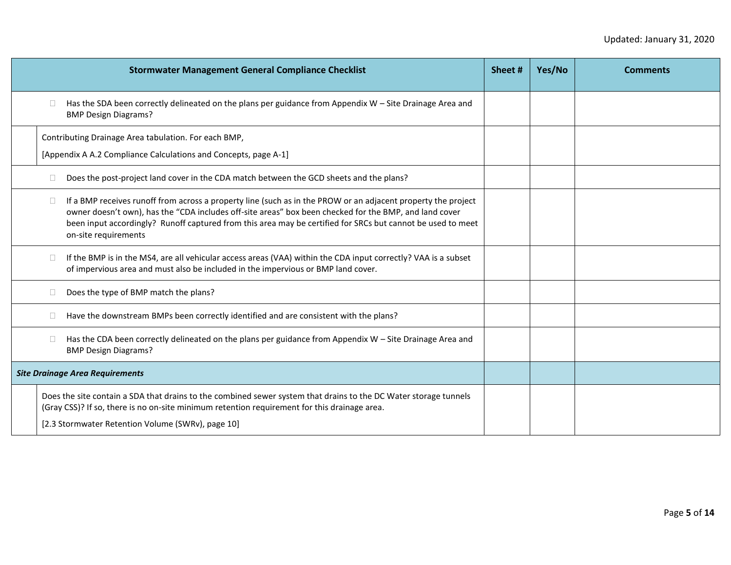| Stormwater Management General Compliance Checklist | Sheet # | Yes/No | Comments |
|---|---|---|---|
| ☐ Has the SDA been correctly delineated on the plans per guidance from Appendix W – Site Drainage Area and BMP Design Diagrams? | | | |
| Contributing Drainage Area tabulation. For each BMP, [Appendix A A.2 Compliance Calculations and Concepts, page A-1] | | | |
| ☐ Does the post-project land cover in the CDA match between the GCD sheets and the plans? | | | |
| ☐ If a BMP receives runoff from across a property line (such as in the PROW or an adjacent property the project owner doesn't own), has the "CDA includes off-site areas" box been checked for the BMP, and land cover been input accordingly? Runoff captured from this area may be certified for SRCs but cannot be used to meet on-site requirements | | | |
| ☐ If the BMP is in the MS4, are all vehicular access areas (VAA) within the CDA input correctly? VAA is a subset of impervious area and must also be included in the impervious or BMP land cover. | | | |
| ☐ Does the type of BMP match the plans? | | | |
| ☐ Have the downstream BMPs been correctly identified and are consistent with the plans? | | | |
| ☐ Has the CDA been correctly delineated on the plans per guidance from Appendix W – Site Drainage Area and BMP Design Diagrams? | | | |
| ***Site Drainage Area Requirements*** | | | |
| Does the site contain a SDA that drains to the combined sewer system that drains to the DC Water storage tunnels (Gray CSS)? If so, there is no on-site minimum retention requirement for this drainage area. [2.3 Stormwater Retention Volume (SWRv), page 10] | | | |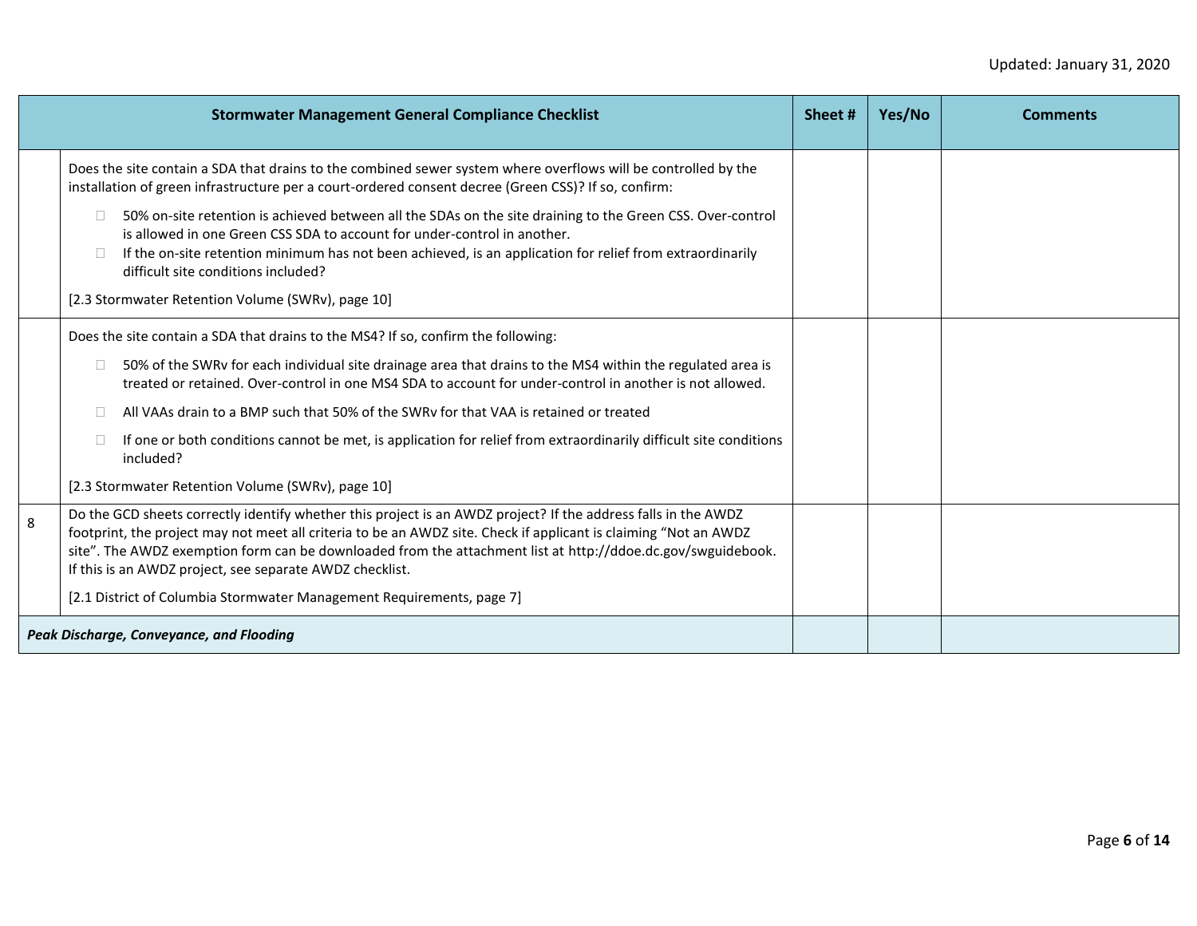| | Stormwater Management General Compliance Checklist | Sheet # | Yes/No | Comments |
|---|---|---|---|---|
| | Does the site contain a SDA that drains to the combined sewer system where overflows will be controlled by the installation of green infrastructure per a court-ordered consent decree (Green CSS)? If so, confirm:<br>☐ 50% on-site retention is achieved between all the SDAs on the site draining to the Green CSS. Over-control is allowed in one Green CSS SDA to account for under-control in another.<br>☐ If the on-site retention minimum has not been achieved, is an application for relief from extraordinarily difficult site conditions included?<br>[2.3 Stormwater Retention Volume (SWRv), page 10] | | | |
| | Does the site contain a SDA that drains to the MS4? If so, confirm the following:<br>☐ 50% of the SWRv for each individual site drainage area that drains to the MS4 within the regulated area is treated or retained. Over-control in one MS4 SDA to account for under-control in another is not allowed.<br>☐ All VAAs drain to a BMP such that 50% of the SWRv for that VAA is retained or treated<br>☐ If one or both conditions cannot be met, is application for relief from extraordinarily difficult site conditions included?<br>[2.3 Stormwater Retention Volume (SWRv), page 10] | | | |
| 8 | Do the GCD sheets correctly identify whether this project is an AWDZ project? If the address falls in the AWDZ footprint, the project may not meet all criteria to be an AWDZ site. Check if applicant is claiming "Not an AWDZ site". The AWDZ exemption form can be downloaded from the attachment list at http://ddoe.dc.gov/swguidebook. If this is an AWDZ project, see separate AWDZ checklist.<br>[2.1 District of Columbia Stormwater Management Requirements, page 7] | | | |
| ***Peak Discharge, Conveyance, and Flooding*** | | | | |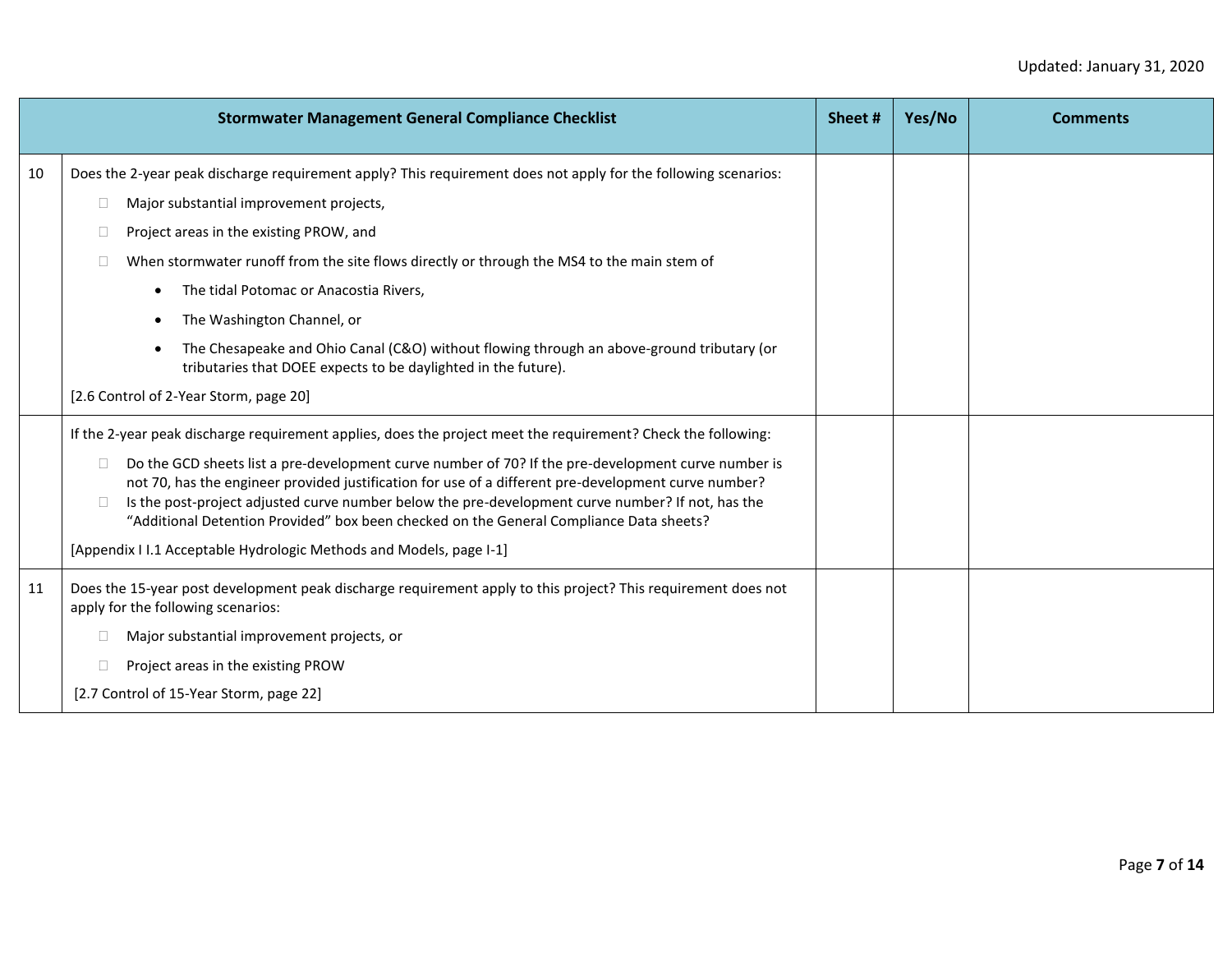| | Stormwater Management General Compliance Checklist | Sheet # | Yes/No | Comments |
|---|---|---|---|---|
| 10 | Does the 2-year peak discharge requirement apply? This requirement does not apply for the following scenarios:<br>☐ Major substantial improvement projects,<br>☐ Project areas in the existing PROW, and<br>☐ When stormwater runoff from the site flows directly or through the MS4 to the main stem of<br>• The tidal Potomac or Anacostia Rivers,<br>• The Washington Channel, or<br>• The Chesapeake and Ohio Canal (C&O) without flowing through an above-ground tributary (or tributaries that DOEE expects to be daylighted in the future).<br>[2.6 Control of 2-Year Storm, page 20] | | | |
| | If the 2-year peak discharge requirement applies, does the project meet the requirement? Check the following:<br>☐ Do the GCD sheets list a pre-development curve number of 70? If the pre-development curve number is not 70, has the engineer provided justification for use of a different pre-development curve number?<br>☐ Is the post-project adjusted curve number below the pre-development curve number? If not, has the "Additional Detention Provided" box been checked on the General Compliance Data sheets?<br>[Appendix I I.1 Acceptable Hydrologic Methods and Models, page I-1] | | | |
| 11 | Does the 15-year post development peak discharge requirement apply to this project? This requirement does not apply for the following scenarios:<br>☐ Major substantial improvement projects, or<br>☐ Project areas in the existing PROW<br>[2.7 Control of 15-Year Storm, page 22] | | | |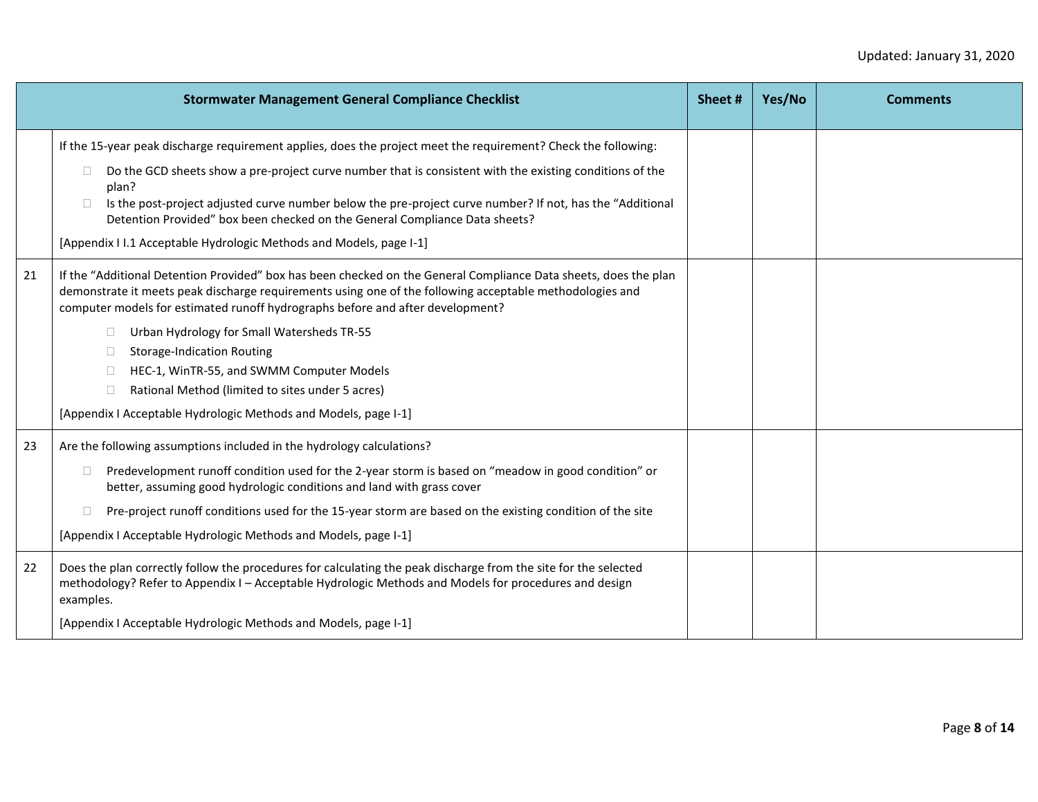| | Stormwater Management General Compliance Checklist | Sheet # | Yes/No | Comments |
|---|---|---|---|---|
| | If the 15-year peak discharge requirement applies, does the project meet the requirement? Check the following:<br><br>☐ Do the GCD sheets show a pre-project curve number that is consistent with the existing conditions of the plan?<br>☐ Is the post-project adjusted curve number below the pre-project curve number? If not, has the "Additional Detention Provided" box been checked on the General Compliance Data sheets?<br><br>[Appendix I I.1 Acceptable Hydrologic Methods and Models, page I-1] | | | |
| 21 | If the "Additional Detention Provided" box has been checked on the General Compliance Data sheets, does the plan demonstrate it meets peak discharge requirements using one of the following acceptable methodologies and computer models for estimated runoff hydrographs before and after development?<br><br>☐ Urban Hydrology for Small Watersheds TR-55<br>☐ Storage-Indication Routing<br>☐ HEC-1, WinTR-55, and SWMM Computer Models<br>☐ Rational Method (limited to sites under 5 acres)<br><br>[Appendix I Acceptable Hydrologic Methods and Models, page I-1] | | | |
| 23 | Are the following assumptions included in the hydrology calculations?<br><br>☐ Predevelopment runoff condition used for the 2-year storm is based on "meadow in good condition" or better, assuming good hydrologic conditions and land with grass cover<br>☐ Pre-project runoff conditions used for the 15-year storm are based on the existing condition of the site<br><br>[Appendix I Acceptable Hydrologic Methods and Models, page I-1] | | | |
| 22 | Does the plan correctly follow the procedures for calculating the peak discharge from the site for the selected methodology? Refer to Appendix I – Acceptable Hydrologic Methods and Models for procedures and design examples.<br><br>[Appendix I Acceptable Hydrologic Methods and Models, page I-1] | | | |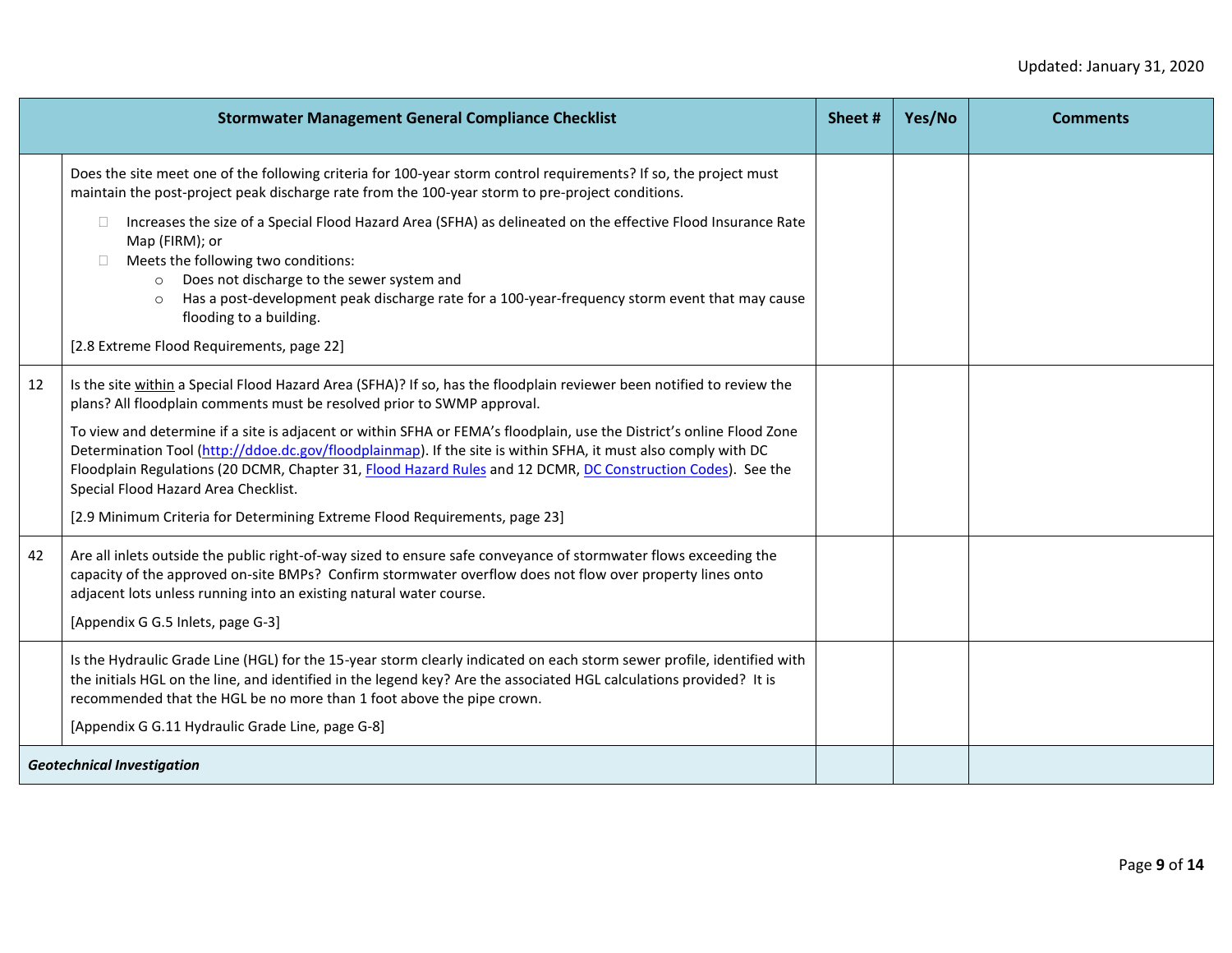| | Stormwater Management General Compliance Checklist | Sheet # | Yes/No | Comments |
|---|---|---|---|---|
| | Does the site meet one of the following criteria for 100-year storm control requirements? If so, the project must maintain the post-project peak discharge rate from the 100-year storm to pre-project conditions.<br><br>☐ Increases the size of a Special Flood Hazard Area (SFHA) as delineated on the effective Flood Insurance Rate Map (FIRM); or<br>☐ Meets the following two conditions:<br>&nbsp;&nbsp;&nbsp;&nbsp;○ Does not discharge to the sewer system and<br>&nbsp;&nbsp;&nbsp;&nbsp;○ Has a post-development peak discharge rate for a 100-year-frequency storm event that may cause flooding to a building.<br><br>[2.8 Extreme Flood Requirements, page 22] | | | |
| 12 | Is the site <u>within</u> a Special Flood Hazard Area (SFHA)? If so, has the floodplain reviewer been notified to review the plans? All floodplain comments must be resolved prior to SWMP approval.<br><br>To view and determine if a site is adjacent or within SFHA or FEMA's floodplain, use the District's online Flood Zone Determination Tool (http://ddoe.dc.gov/floodplainmap). If the site is within SFHA, it must also comply with DC Floodplain Regulations (20 DCMR, Chapter 31, Flood Hazard Rules and 12 DCMR, DC Construction Codes). See the Special Flood Hazard Area Checklist.<br><br>[2.9 Minimum Criteria for Determining Extreme Flood Requirements, page 23] | | | |
| 42 | Are all inlets outside the public right-of-way sized to ensure safe conveyance of stormwater flows exceeding the capacity of the approved on-site BMPs? Confirm stormwater overflow does not flow over property lines onto adjacent lots unless running into an existing natural water course.<br><br>[Appendix G G.5 Inlets, page G-3] | | | |
| | Is the Hydraulic Grade Line (HGL) for the 15-year storm clearly indicated on each storm sewer profile, identified with the initials HGL on the line, and identified in the legend key? Are the associated HGL calculations provided? It is recommended that the HGL be no more than 1 foot above the pipe crown.<br><br>[Appendix G G.11 Hydraulic Grade Line, page G-8] | | | |
| ***Geotechnical Investigation*** | | | | |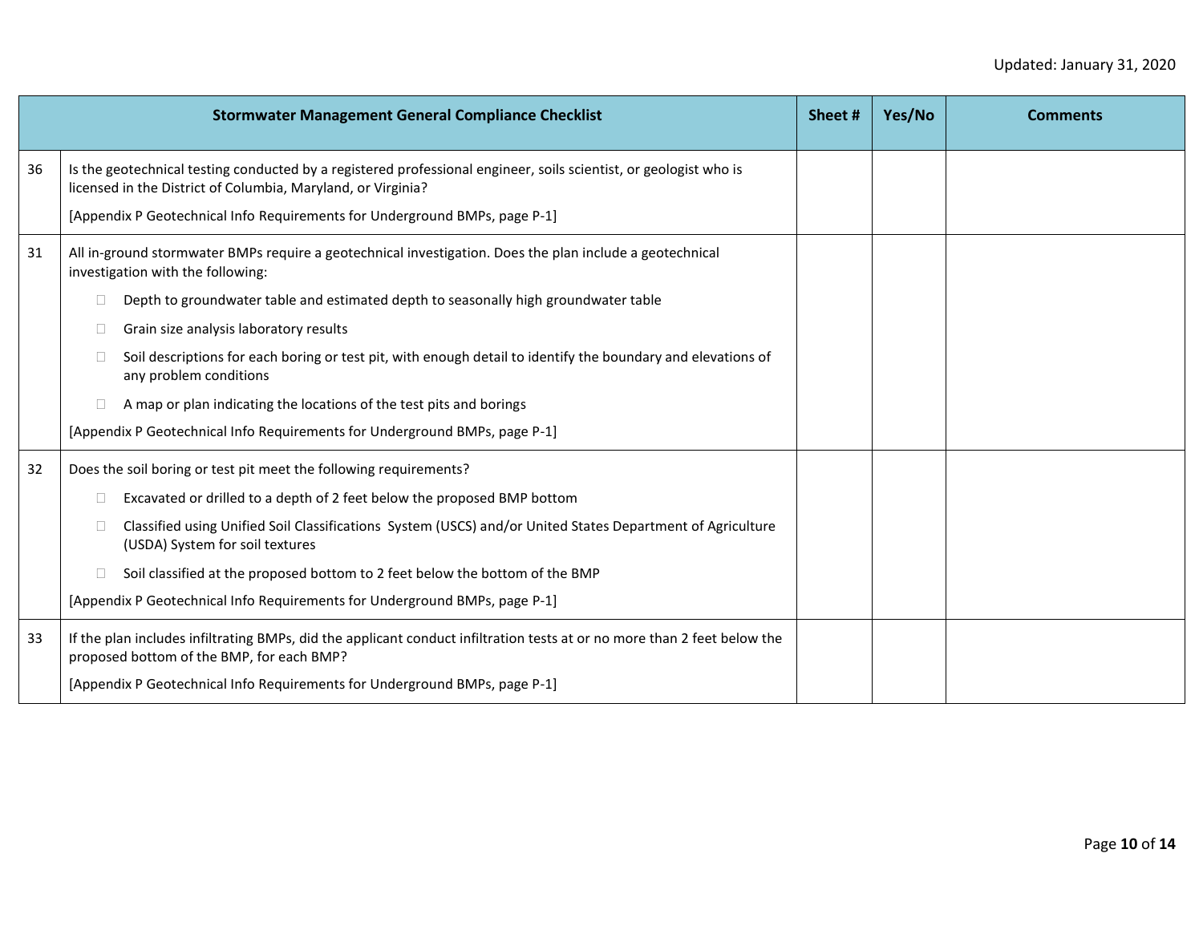| | Stormwater Management General Compliance Checklist | Sheet # | Yes/No | Comments |
|---|---|---|---|---|
| 36 | Is the geotechnical testing conducted by a registered professional engineer, soils scientist, or geologist who is licensed in the District of Columbia, Maryland, or Virginia?<br><br>[Appendix P Geotechnical Info Requirements for Underground BMPs, page P-1] | | | |
| 31 | All in-ground stormwater BMPs require a geotechnical investigation. Does the plan include a geotechnical investigation with the following:<br><br>☐ Depth to groundwater table and estimated depth to seasonally high groundwater table<br><br>☐ Grain size analysis laboratory results<br><br>☐ Soil descriptions for each boring or test pit, with enough detail to identify the boundary and elevations of any problem conditions<br><br>☐ A map or plan indicating the locations of the test pits and borings<br><br>[Appendix P Geotechnical Info Requirements for Underground BMPs, page P-1] | | | |
| 32 | Does the soil boring or test pit meet the following requirements?<br><br>☐ Excavated or drilled to a depth of 2 feet below the proposed BMP bottom<br><br>☐ Classified using Unified Soil Classifications System (USCS) and/or United States Department of Agriculture (USDA) System for soil textures<br><br>☐ Soil classified at the proposed bottom to 2 feet below the bottom of the BMP<br><br>[Appendix P Geotechnical Info Requirements for Underground BMPs, page P-1] | | | |
| 33 | If the plan includes infiltrating BMPs, did the applicant conduct infiltration tests at or no more than 2 feet below the proposed bottom of the BMP, for each BMP?<br><br>[Appendix P Geotechnical Info Requirements for Underground BMPs, page P-1] | | | |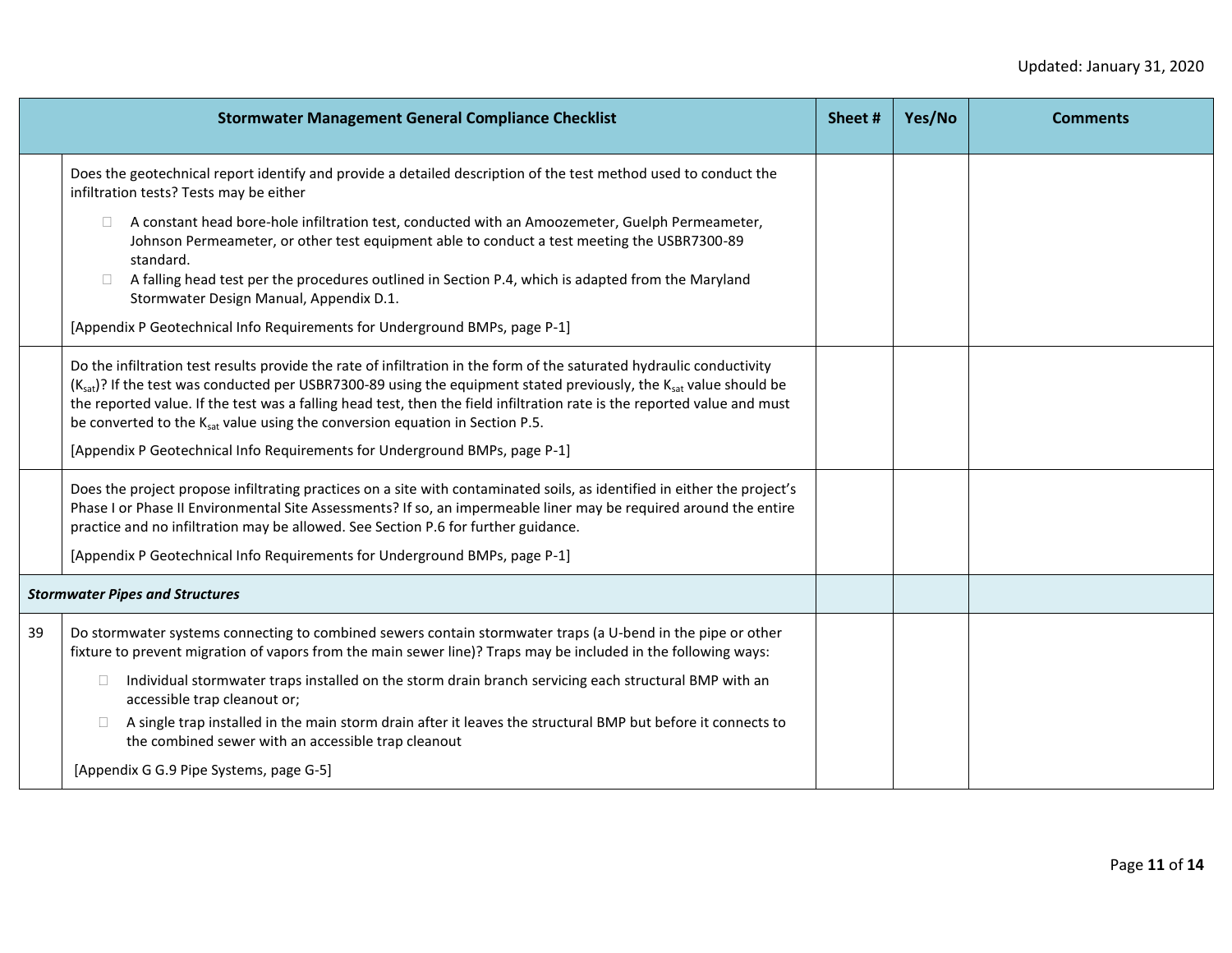| | Stormwater Management General Compliance Checklist | Sheet # | Yes/No | Comments |
|---|---|---|---|---|
| | Does the geotechnical report identify and provide a detailed description of the test method used to conduct the infiltration tests? Tests may be either<br>☐ A constant head bore-hole infiltration test, conducted with an Amoozemeter, Guelph Permeameter, Johnson Permeameter, or other test equipment able to conduct a test meeting the USBR7300-89 standard.<br>☐ A falling head test per the procedures outlined in Section P.4, which is adapted from the Maryland Stormwater Design Manual, Appendix D.1.<br>[Appendix P Geotechnical Info Requirements for Underground BMPs, page P-1] | | | |
| | Do the infiltration test results provide the rate of infiltration in the form of the saturated hydraulic conductivity ($K_{sat}$)? If the test was conducted per USBR7300-89 using the equipment stated previously, the $K_{sat}$ value should be the reported value. If the test was a falling head test, then the field infiltration rate is the reported value and must be converted to the $K_{sat}$ value using the conversion equation in Section P.5.<br>[Appendix P Geotechnical Info Requirements for Underground BMPs, page P-1] | | | |
| | Does the project propose infiltrating practices on a site with contaminated soils, as identified in either the project's Phase I or Phase II Environmental Site Assessments? If so, an impermeable liner may be required around the entire practice and no infiltration may be allowed. See Section P.6 for further guidance.<br>[Appendix P Geotechnical Info Requirements for Underground BMPs, page P-1] | | | |
| ***Stormwater Pipes and Structures*** | | | | |
| 39 | Do stormwater systems connecting to combined sewers contain stormwater traps (a U-bend in the pipe or other fixture to prevent migration of vapors from the main sewer line)? Traps may be included in the following ways:<br>☐ Individual stormwater traps installed on the storm drain branch servicing each structural BMP with an accessible trap cleanout or;<br>☐ A single trap installed in the main storm drain after it leaves the structural BMP but before it connects to the combined sewer with an accessible trap cleanout<br>[Appendix G G.9 Pipe Systems, page G-5] | | | |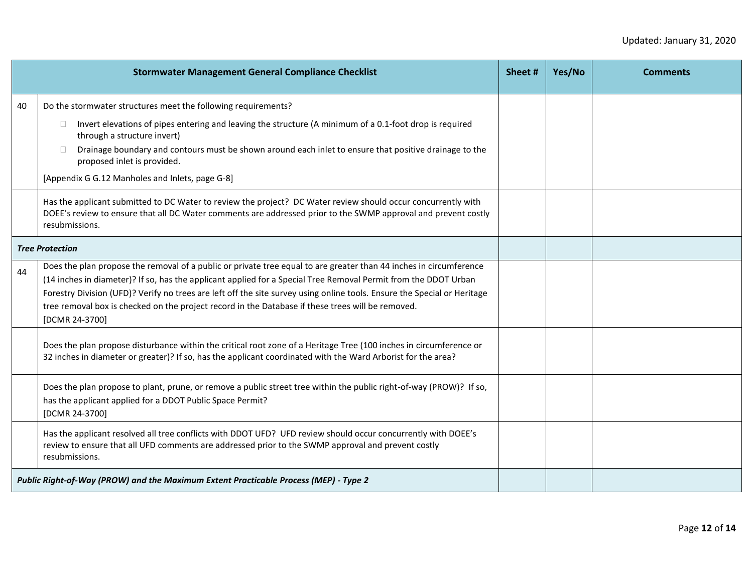| | Stormwater Management General Compliance Checklist | Sheet # | Yes/No | Comments |
|---|---|---|---|---|
| 40 | Do the stormwater structures meet the following requirements?<br>☐ Invert elevations of pipes entering and leaving the structure (A minimum of a 0.1-foot drop is required through a structure invert)<br>☐ Drainage boundary and contours must be shown around each inlet to ensure that positive drainage to the proposed inlet is provided.<br>[Appendix G G.12 Manholes and Inlets, page G-8] | | | |
| | Has the applicant submitted to DC Water to review the project? DC Water review should occur concurrently with DOEE's review to ensure that all DC Water comments are addressed prior to the SWMP approval and prevent costly resubmissions. | | | |
| ***Tree Protection*** | | | | |
| 44 | Does the plan propose the removal of a public or private tree equal to are greater than 44 inches in circumference (14 inches in diameter)? If so, has the applicant applied for a Special Tree Removal Permit from the DDOT Urban Forestry Division (UFD)? Verify no trees are left off the site survey using online tools. Ensure the Special or Heritage tree removal box is checked on the project record in the Database if these trees will be removed.<br>[DCMR 24-3700] | | | |
| | Does the plan propose disturbance within the critical root zone of a Heritage Tree (100 inches in circumference or 32 inches in diameter or greater)? If so, has the applicant coordinated with the Ward Arborist for the area? | | | |
| | Does the plan propose to plant, prune, or remove a public street tree within the public right-of-way (PROW)? If so, has the applicant applied for a DDOT Public Space Permit?<br>[DCMR 24-3700] | | | |
| | Has the applicant resolved all tree conflicts with DDOT UFD? UFD review should occur concurrently with DOEE's review to ensure that all UFD comments are addressed prior to the SWMP approval and prevent costly resubmissions. | | | |
| ***Public Right-of-Way (PROW) and the Maximum Extent Practicable Process (MEP) - Type 2*** | | | | |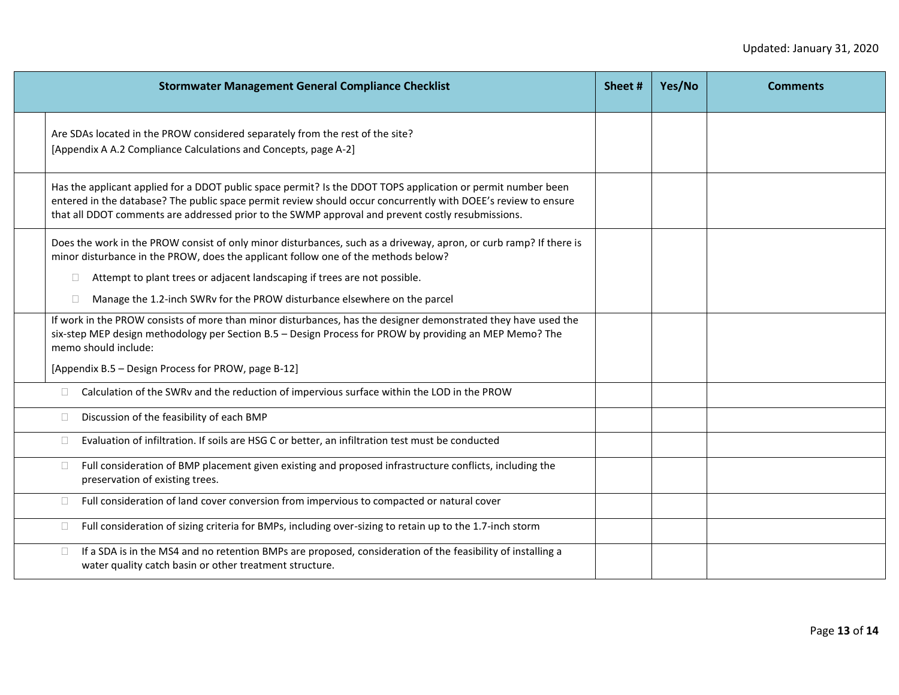Updated: January 31, 2020

| Stormwater Management General Compliance Checklist | Sheet # | Yes/No | Comments |
|---|---|---|---|
| Are SDAs located in the PROW considered separately from the rest of the site?<br>[Appendix A A.2 Compliance Calculations and Concepts, page A-2] | | | |
| Has the applicant applied for a DDOT public space permit? Is the DDOT TOPS application or permit number been entered in the database? The public space permit review should occur concurrently with DOEE's review to ensure that all DDOT comments are addressed prior to the SWMP approval and prevent costly resubmissions. | | | |
| Does the work in the PROW consist of only minor disturbances, such as a driveway, apron, or curb ramp? If there is minor disturbance in the PROW, does the applicant follow one of the methods below?<br>☐ Attempt to plant trees or adjacent landscaping if trees are not possible.<br>☐ Manage the 1.2-inch SWRv for the PROW disturbance elsewhere on the parcel | | | |
| If work in the PROW consists of more than minor disturbances, has the designer demonstrated they have used the six-step MEP design methodology per Section B.5 – Design Process for PROW by providing an MEP Memo? The memo should include:<br>[Appendix B.5 – Design Process for PROW, page B-12] | | | |
| ☐ Calculation of the SWRv and the reduction of impervious surface within the LOD in the PROW | | | |
| ☐ Discussion of the feasibility of each BMP | | | |
| ☐ Evaluation of infiltration. If soils are HSG C or better, an infiltration test must be conducted | | | |
| ☐ Full consideration of BMP placement given existing and proposed infrastructure conflicts, including the preservation of existing trees. | | | |
| ☐ Full consideration of land cover conversion from impervious to compacted or natural cover | | | |
| ☐ Full consideration of sizing criteria for BMPs, including over-sizing to retain up to the 1.7-inch storm | | | |
| ☐ If a SDA is in the MS4 and no retention BMPs are proposed, consideration of the feasibility of installing a water quality catch basin or other treatment structure. | | | |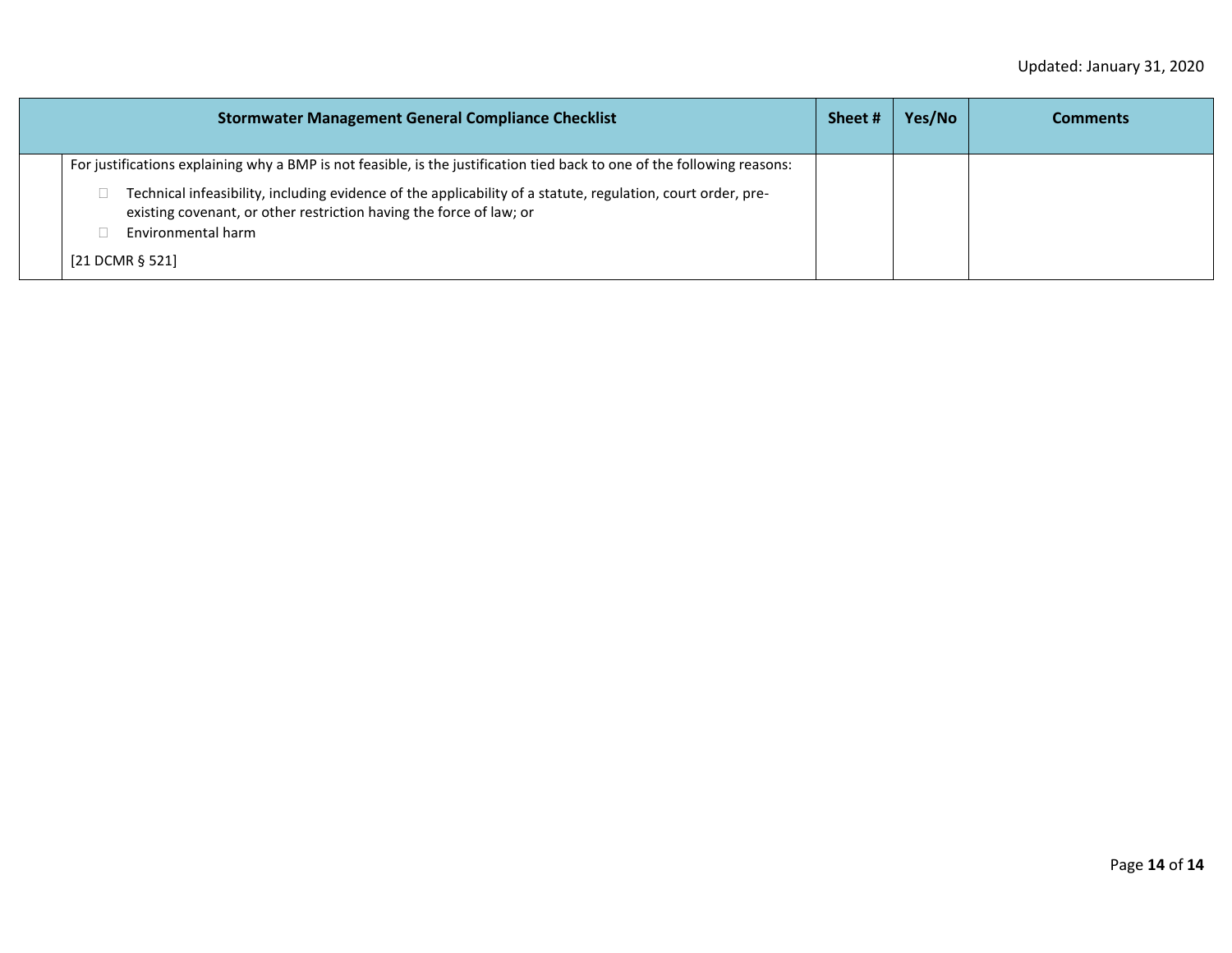| | Stormwater Management General Compliance Checklist | Sheet # | Yes/No | Comments |
|---|---|---|---|---|
| | For justifications explaining why a BMP is not feasible, is the justification tied back to one of the following reasons:<br><br>☐ Technical infeasibility, including evidence of the applicability of a statute, regulation, court order, pre-existing covenant, or other restriction having the force of law; or<br>☐ Environmental harm<br><br>[21 DCMR § 521] | | | |